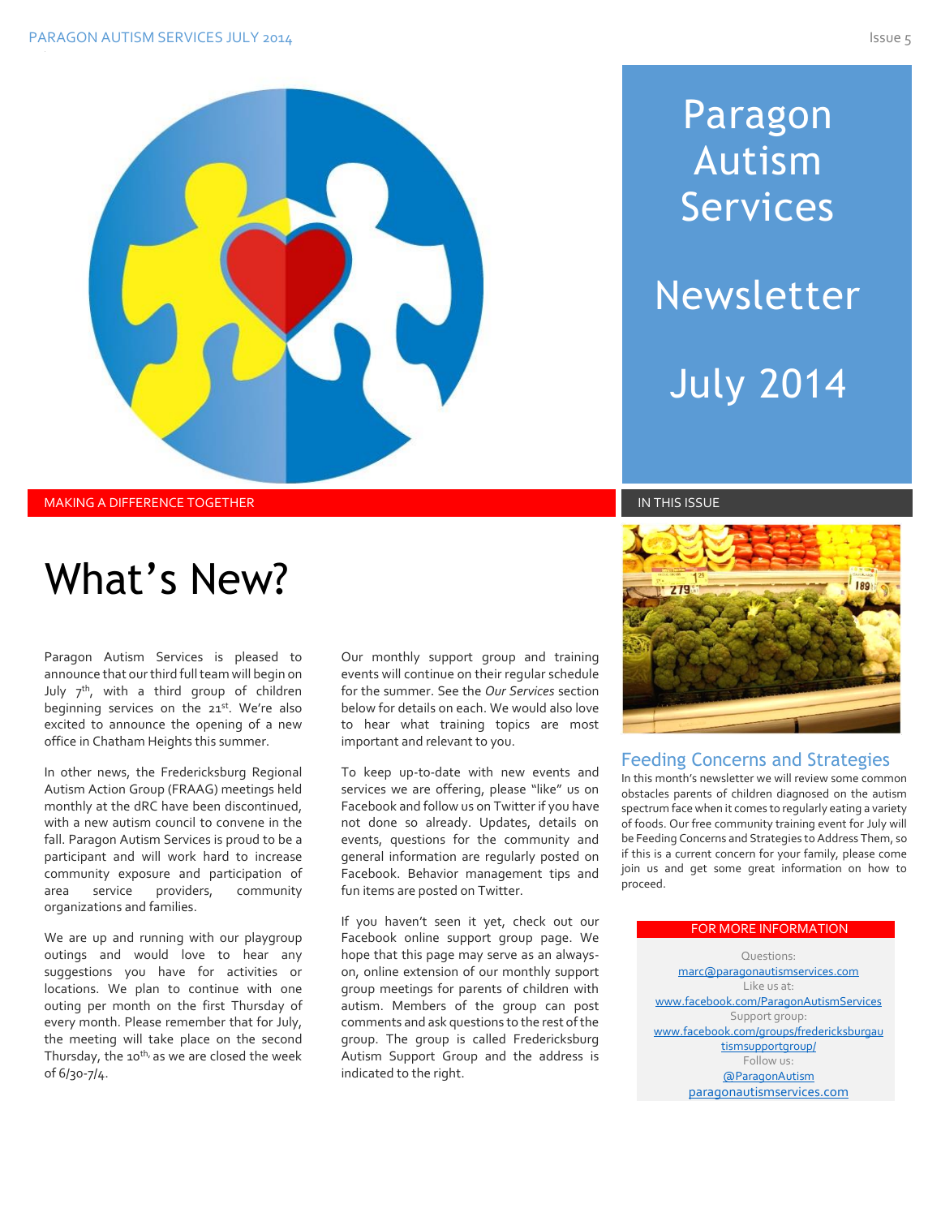# Paragon Autism Services

# Newsletter

# July 2014

MAKING A DIFFERENCE TOGETHER

## What's New?

Paragon Autism Services is pleased to announce that our third full team will begin on July 7th, with a third group of children beginning services on the 21st. We're also excited to announce the opening of a new office in Chatham Heights this summer.

In other news, the Fredericksburg Regional Autism Action Group (FRAAG) meetings held monthly at the dRC have been discontinued, with a new autism council to convene in the fall. Paragon Autism Services is proud to be a participant and will work hard to increase community exposure and participation of area service providers, community organizations and families.

We are up and running with our playgroup outings and would love to hear any suggestions you have for activities or locations. We plan to continue with one outing per month on the first Thursday of every month. Please remember that for July, the meeting will take place on the second Thursday, the 10th, as we are closed the week of 6/30-7/4.

Our monthly support group and training events will continue on their regular schedule for the summer. See the *Our Services* section below for details on each. We would also love to hear what training topics are most important and relevant to you.

To keep up-to-date with new events and services we are offering, please "like" us on Facebook and follow us on Twitter if you have not done so already. Updates, details on events, questions for the community and general information are regularly posted on Facebook. Behavior management tips and fun items are posted on Twitter.

If you haven't seen it yet, check out our Facebook online support group page. We hope that this page may serve as an always-on, online extension of our monthly support group meetings for parents of children with autism. Members of the group can post comments and ask questions to the rest of the group. The group is called Fredericksburg Autism Support Group and the address is indicated to the right.

IN THIS ISSUE

### Feeding Concerns and Strategies

In this month's newsletter we will review some common obstacles parents of children diagnosed on the autism spectrum face when it comes to regularly eating a variety of foods. Our free community training event for July will be Feeding Concerns and Strategies to Address Them, so if this is a current concern for your family, please come join us and get some great information on how to proceed.

FOR MORE INFORMATION

Questions:
marc@paragonautismservices.com
Like us at:
www.facebook.com/ParagonAutismServices
Support group:
www.facebook.com/groups/fredericksburgautismsupportgroup/
Follow us:
@ParagonAutism
paragonautismservices.com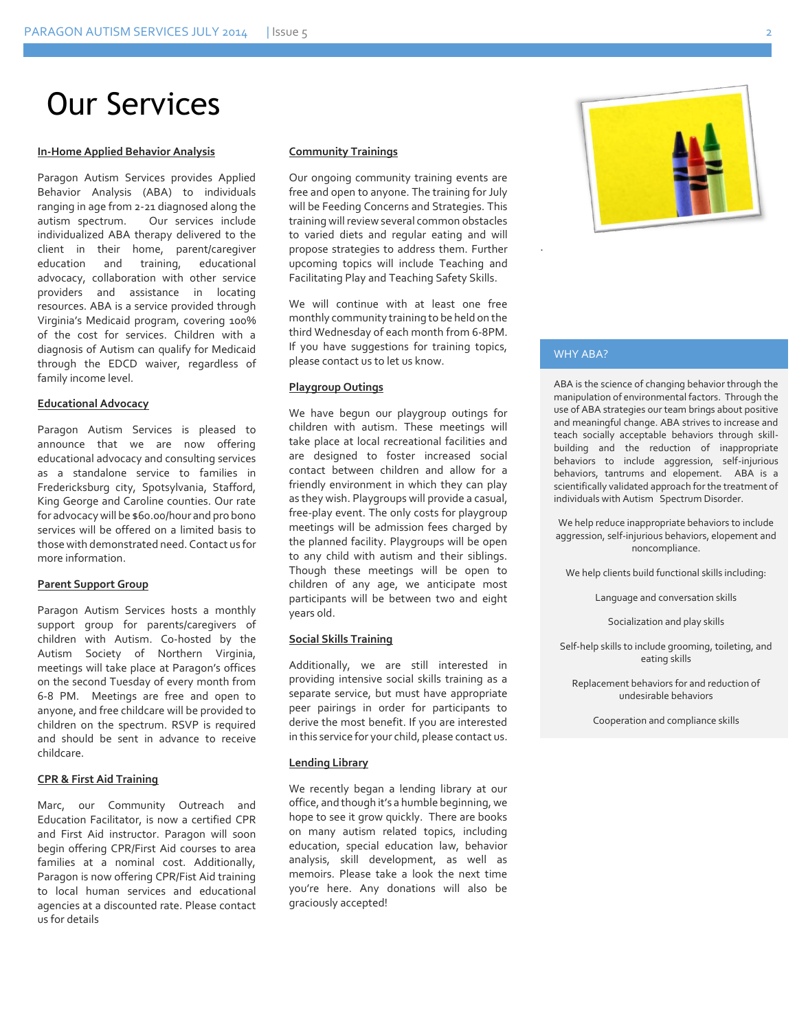# Our Services

**In-Home Applied Behavior Analysis**

Paragon Autism Services provides Applied Behavior Analysis (ABA) to individuals ranging in age from 2-21 diagnosed along the autism spectrum. Our services include individualized ABA therapy delivered to the client in their home, parent/caregiver education and training, educational advocacy, collaboration with other service providers and assistance in locating resources. ABA is a service provided through Virginia's Medicaid program, covering 100% of the cost for services. Children with a diagnosis of Autism can qualify for Medicaid through the EDCD waiver, regardless of family income level.

**Educational Advocacy**

Paragon Autism Services is pleased to announce that we are now offering educational advocacy and consulting services as a standalone service to families in Fredericksburg city, Spotsylvania, Stafford, King George and Caroline counties. Our rate for advocacy will be $60.00/hour and pro bono services will be offered on a limited basis to those with demonstrated need. Contact us for more information.

**Parent Support Group**

Paragon Autism Services hosts a monthly support group for parents/caregivers of children with Autism. Co-hosted by the Autism Society of Northern Virginia, meetings will take place at Paragon's offices on the second Tuesday of every month from 6-8 PM. Meetings are free and open to anyone, and free childcare will be provided to children on the spectrum. RSVP is required and should be sent in advance to receive childcare.

**CPR & First Aid Training**

Marc, our Community Outreach and Education Facilitator, is now a certified CPR and First Aid instructor. Paragon will soon begin offering CPR/First Aid courses to area families at a nominal cost. Additionally, Paragon is now offering CPR/Fist Aid training to local human services and educational agencies at a discounted rate. Please contact us for details

**Community Trainings**

Our ongoing community training events are free and open to anyone. The training for July will be Feeding Concerns and Strategies. This training will review several common obstacles to varied diets and regular eating and will propose strategies to address them. Further upcoming topics will include Teaching and Facilitating Play and Teaching Safety Skills.

We will continue with at least one free monthly community training to be held on the third Wednesday of each month from 6-8PM. If you have suggestions for training topics, please contact us to let us know.

**Playgroup Outings**

We have begun our playgroup outings for children with autism. These meetings will take place at local recreational facilities and are designed to foster increased social contact between children and allow for a friendly environment in which they can play as they wish. Playgroups will provide a casual, free-play event. The only costs for playgroup meetings will be admission fees charged by the planned facility. Playgroups will be open to any child with autism and their siblings. Though these meetings will be open to children of any age, we anticipate most participants will be between two and eight years old.

**Social Skills Training**

Additionally, we are still interested in providing intensive social skills training as a separate service, but must have appropriate peer pairings in order for participants to derive the most benefit. If you are interested in this service for your child, please contact us.

**Lending Library**

We recently began a lending library at our office, and though it's a humble beginning, we hope to see it grow quickly. There are books on many autism related topics, including education, special education law, behavior analysis, skill development, as well as memoirs. Please take a look the next time you're here. Any donations will also be graciously accepted!

## WHY ABA?

ABA is the science of changing behavior through the manipulation of environmental factors. Through the use of ABA strategies our team brings about positive and meaningful change. ABA strives to increase and teach socially acceptable behaviors through skill-building and the reduction of inappropriate behaviors to include aggression, self-injurious behaviors, tantrums and elopement. ABA is a scientifically validated approach for the treatment of individuals with Autism Spectrum Disorder.

We help reduce inappropriate behaviors to include aggression, self-injurious behaviors, elopement and noncompliance.

We help clients build functional skills including:

Language and conversation skills

Socialization and play skills

Self-help skills to include grooming, toileting, and eating skills

Replacement behaviors for and reduction of undesirable behaviors

Cooperation and compliance skills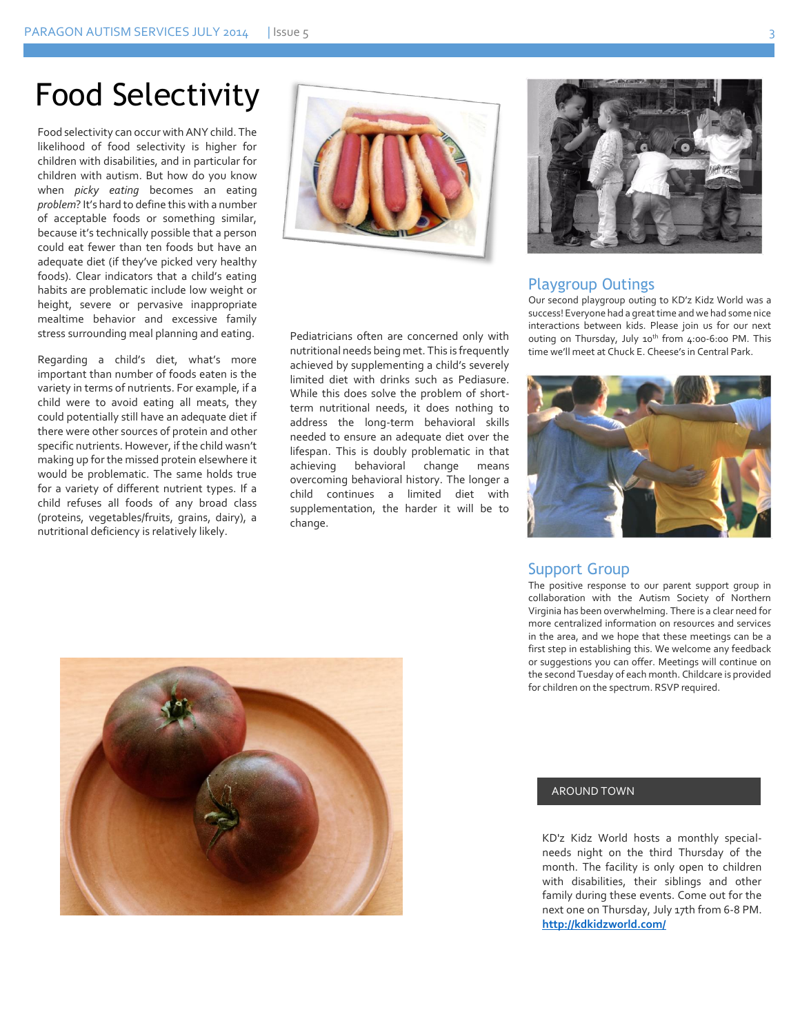# Food Selectivity

Food selectivity can occur with ANY child. The likelihood of food selectivity is higher for children with disabilities, and in particular for children with autism. But how do you know when *picky eating* becomes an eating *problem*? It's hard to define this with a number of acceptable foods or something similar, because it's technically possible that a person could eat fewer than ten foods but have an adequate diet (if they've picked very healthy foods). Clear indicators that a child's eating habits are problematic include low weight or height, severe or pervasive inappropriate mealtime behavior and excessive family stress surrounding meal planning and eating.

Regarding a child's diet, what's more important than number of foods eaten is the variety in terms of nutrients. For example, if a child were to avoid eating all meats, they could potentially still have an adequate diet if there were other sources of protein and other specific nutrients. However, if the child wasn't making up for the missed protein elsewhere it would be problematic. The same holds true for a variety of different nutrient types. If a child refuses all foods of any broad class (proteins, vegetables/fruits, grains, dairy), a nutritional deficiency is relatively likely.

Pediatricians often are concerned only with nutritional needs being met. This is frequently achieved by supplementing a child's severely limited diet with drinks such as Pediasure. While this does solve the problem of short-term nutritional needs, it does nothing to address the long-term behavioral skills needed to ensure an adequate diet over the lifespan. This is doubly problematic in that achieving behavioral change means overcoming behavioral history. The longer a child continues a limited diet with supplementation, the harder it will be to change.

## Playgroup Outings

Our second playgroup outing to KD'z Kidz World was a success! Everyone had a great time and we had some nice interactions between kids. Please join us for our next outing on Thursday, July 10th from 4:00-6:00 PM. This time we'll meet at Chuck E. Cheese's in Central Park.

## Support Group

The positive response to our parent support group in collaboration with the Autism Society of Northern Virginia has been overwhelming. There is a clear need for more centralized information on resources and services in the area, and we hope that these meetings can be a first step in establishing this. We welcome any feedback or suggestions you can offer. Meetings will continue on the second Tuesday of each month. Childcare is provided for children on the spectrum. RSVP required.

## AROUND TOWN

KD'z Kidz World hosts a monthly special-needs night on the third Thursday of the month. The facility is only open to children with disabilities, their siblings and other family during these events. Come out for the next one on Thursday, July 17th from 6-8 PM.

**http://kdkidzworld.com/**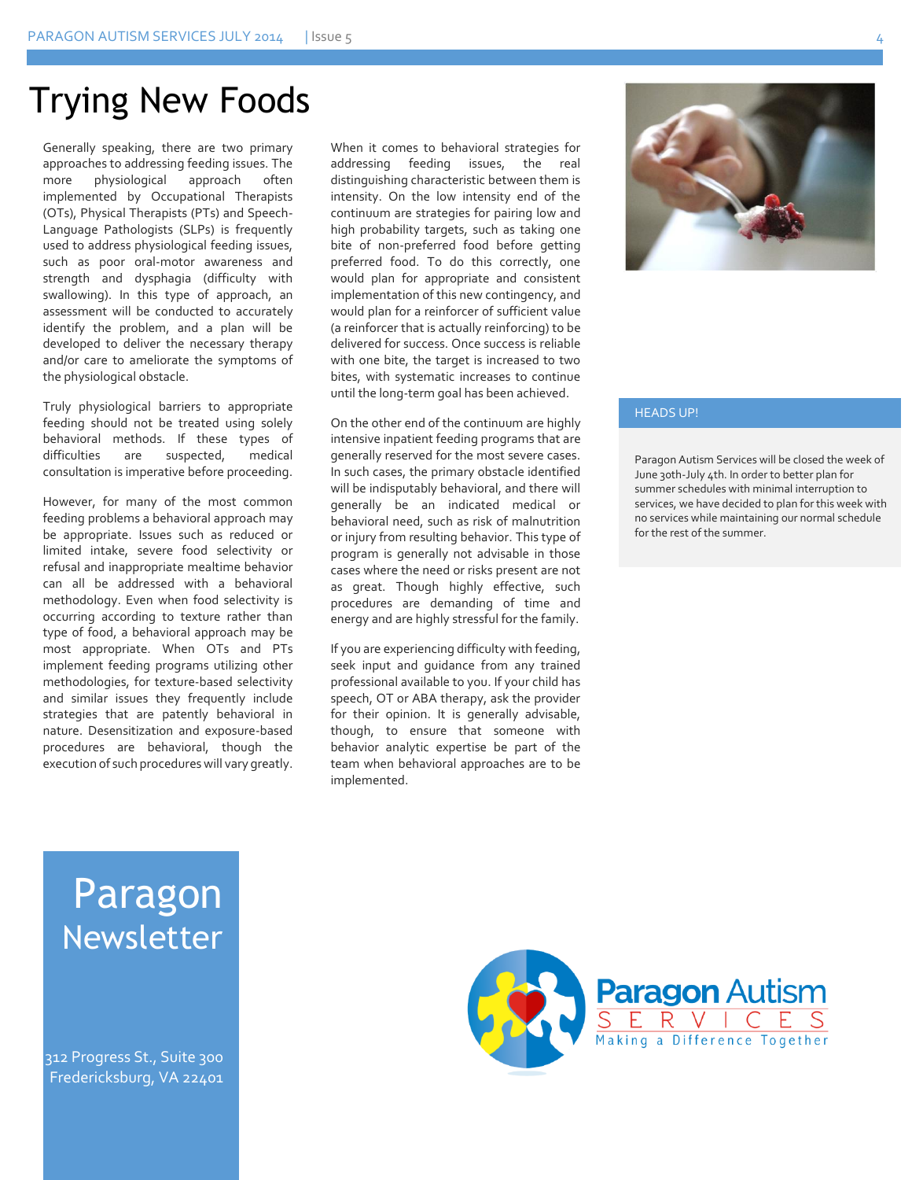# Trying New Foods

Generally speaking, there are two primary approaches to addressing feeding issues. The more physiological approach often implemented by Occupational Therapists (OTs), Physical Therapists (PTs) and Speech-Language Pathologists (SLPs) is frequently used to address physiological feeding issues, such as poor oral-motor awareness and strength and dysphagia (difficulty with swallowing). In this type of approach, an assessment will be conducted to accurately identify the problem, and a plan will be developed to deliver the necessary therapy and/or care to ameliorate the symptoms of the physiological obstacle.

Truly physiological barriers to appropriate feeding should not be treated using solely behavioral methods. If these types of difficulties are suspected, medical consultation is imperative before proceeding.

However, for many of the most common feeding problems a behavioral approach may be appropriate. Issues such as reduced or limited intake, severe food selectivity or refusal and inappropriate mealtime behavior can all be addressed with a behavioral methodology. Even when food selectivity is occurring according to texture rather than type of food, a behavioral approach may be most appropriate. When OTs and PTs implement feeding programs utilizing other methodologies, for texture-based selectivity and similar issues they frequently include strategies that are patently behavioral in nature. Desensitization and exposure-based procedures are behavioral, though the execution of such procedures will vary greatly.

When it comes to behavioral strategies for addressing feeding issues, the real distinguishing characteristic between them is intensity. On the low intensity end of the continuum are strategies for pairing low and high probability targets, such as taking one bite of non-preferred food before getting preferred food. To do this correctly, one would plan for appropriate and consistent implementation of this new contingency, and would plan for a reinforcer of sufficient value (a reinforcer that is actually reinforcing) to be delivered for success. Once success is reliable with one bite, the target is increased to two bites, with systematic increases to continue until the long-term goal has been achieved.

On the other end of the continuum are highly intensive inpatient feeding programs that are generally reserved for the most severe cases. In such cases, the primary obstacle identified will be indisputably behavioral, and there will generally be an indicated medical or behavioral need, such as risk of malnutrition or injury from resulting behavior. This type of program is generally not advisable in those cases where the need or risks present are not as great. Though highly effective, such procedures are demanding of time and energy and are highly stressful for the family.

If you are experiencing difficulty with feeding, seek input and guidance from any trained professional available to you. If your child has speech, OT or ABA therapy, ask the provider for their opinion. It is generally advisable, though, to ensure that someone with behavior analytic expertise be part of the team when behavioral approaches are to be implemented.

## HEADS UP!

Paragon Autism Services will be closed the week of June 30th-July 4th. In order to better plan for summer schedules with minimal interruption to services, we have decided to plan for this week with no services while maintaining our normal schedule for the rest of the summer.

**Paragon Newsletter**

312 Progress St., Suite 300
Fredericksburg, VA 22401

Paragon Autism Services
Making a Difference Together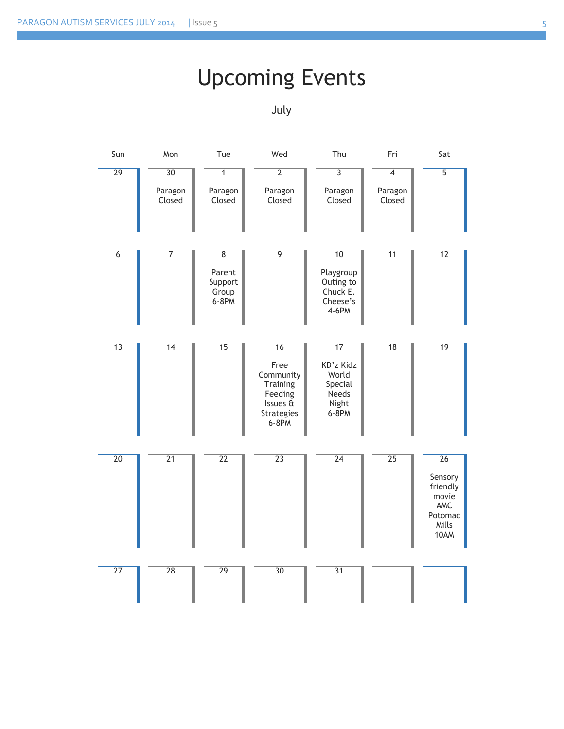# Upcoming Events

July

| Sun | Mon | Tue | Wed | Thu | Fri | Sat |
|---|---|---|---|---|---|---|
| 29 | 30 Paragon Closed | 1 Paragon Closed | 2 Paragon Closed | 3 Paragon Closed | 4 Paragon Closed | 5 |
| 6 | 7 | 8 Parent Support Group 6-8PM | 9 | 10 Playgroup Outing to Chuck E. Cheese's 4-6PM | 11 | 12 |
| 13 | 14 | 15 | 16 Free Community Training Feeding Issues & Strategies 6-8PM | 17 KD'z Kidz World Special Needs Night 6-8PM | 18 | 19 |
| 20 | 21 | 22 | 23 | 24 | 25 | 26 Sensory friendly movie AMC Potomac Mills 10AM |
| 27 | 28 | 29 | 30 | 31 | | |